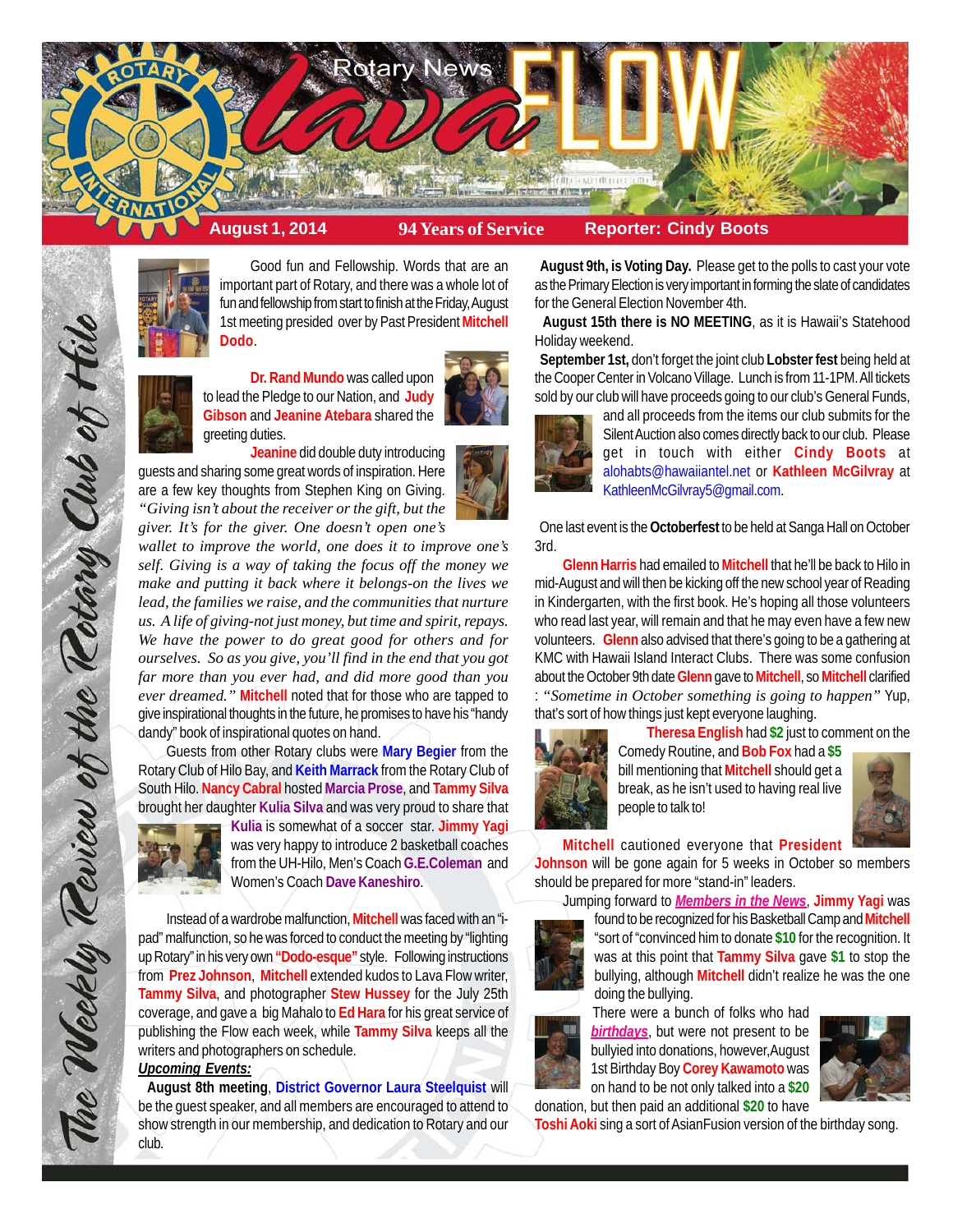# Rotary News lava FLOW

**August 1, 2014** | **94 Years of Service** | **Reporter: Cindy Boots**

*The Weekly Review of the Rotary Club of Hilo*

Good fun and Fellowship. Words that are an important part of Rotary, and there was a whole lot of fun and fellowship from start to finish at the Friday, August 1st meeting presided over by Past President **Mitchell Dodo**.

**Dr. Rand Mundo** was called upon to lead the Pledge to our Nation, and **Judy Gibson** and **Jeanine Atebara** shared the greeting duties.

**Jeanine** did double duty introducing guests and sharing some great words of inspiration. Here are a few key thoughts from Stephen King on Giving. *"Giving isn't about the receiver or the gift, but the giver. It's for the giver. One doesn't open one's wallet to improve the world, one does it to improve one's self. Giving is a way of taking the focus off the money we make and putting it back where it belongs-on the lives we lead, the families we raise, and the communities that nurture us. A life of giving-not just money, but time and spirit, repays. We have the power to do great good for others and for ourselves. So as you give, you'll find in the end that you got far more than you ever had, and did more good than you ever dreamed."* **Mitchell** noted that for those who are tapped to give inspirational thoughts in the future, he promises to have his "handy dandy" book of inspirational quotes on hand.

Guests from other Rotary clubs were **Mary Begier** from the Rotary Club of Hilo Bay, and **Keith Marrack** from the Rotary Club of South Hilo. **Nancy Cabral** hosted **Marcia Prose**, and **Tammy Silva** brought her daughter **Kulia Silva** and was very proud to share that **Kulia** is somewhat of a soccer star. **Jimmy Yagi** was very happy to introduce 2 basketball coaches from the UH-Hilo, Men's Coach **G.E.Coleman** and Women's Coach **Dave Kaneshiro**.

Instead of a wardrobe malfunction, **Mitchell** was faced with an "i-pad" malfunction, so he was forced to conduct the meeting by "lighting up Rotary" in his very own **"Dodo-esque"** style. Following instructions from **Prez Johnson**, **Mitchell** extended kudos to Lava Flow writer, **Tammy Silva**, and photographer **Stew Hussey** for the July 25th coverage, and gave a big Mahalo to **Ed Hara** for his great service of publishing the Flow each week, while **Tammy Silva** keeps all the writers and photographers on schedule.

***Upcoming Events:***

**August 8th meeting**, **District Governor Laura Steelquist** will be the guest speaker, and all members are encouraged to attend to show strength in our membership, and dedication to Rotary and our club.

**August 9th, is Voting Day.** Please get to the polls to cast your vote as the Primary Election is very important in forming the slate of candidates for the General Election November 4th.

**August 15th there is NO MEETING**, as it is Hawaii's Statehood Holiday weekend.

**September 1st,** don't forget the joint club **Lobster fest** being held at the Cooper Center in Volcano Village. Lunch is from 11-1PM. All tickets sold by our club will have proceeds going to our club's General Funds, and all proceeds from the items our club submits for the Silent Auction also comes directly back to our club. Please get in touch with either **Cindy Boots** at alohabts@hawaiiantel.net or **Kathleen McGilvray** at KathleenMcGilvray5@gmail.com.

One last event is the **Octoberfest** to be held at Sanga Hall on October 3rd.

**Glenn Harris** had emailed to **Mitchell** that he'll be back to Hilo in mid-August and will then be kicking off the new school year of Reading in Kindergarten, with the first book. He's hoping all those volunteers who read last year, will remain and that he may even have a few new volunteers. **Glenn** also advised that there's going to be a gathering at KMC with Hawaii Island Interact Clubs. There was some confusion about the October 9th date **Glenn** gave to **Mitchell**, so **Mitchell** clarified : *"Sometime in October something is going to happen"* Yup, that's sort of how things just kept everyone laughing.

**Theresa English** had **$2** just to comment on the Comedy Routine, and **Bob Fox** had a **$5** bill mentioning that **Mitchell** should get a break, as he isn't used to having real live people to talk to!

**Mitchell** cautioned everyone that **President Johnson** will be gone again for 5 weeks in October so members should be prepared for more "stand-in" leaders.

Jumping forward to ***Members in the News***, **Jimmy Yagi** was found to be recognized for his Basketball Camp and **Mitchell** "sort of "convinced him to donate **$10** for the recognition. It was at this point that **Tammy Silva** gave **$1** to stop the bullying, although **Mitchell** didn't realize he was the one doing the bullying.

There were a bunch of folks who had ***birthdays***, but were not present to be bullyied into donations, however,August 1st Birthday Boy **Corey Kawamoto** was on hand to be not only talked into a **$20** donation, but then paid an additional **$20** to have **Toshi Aoki** sing a sort of AsianFusion version of the birthday song.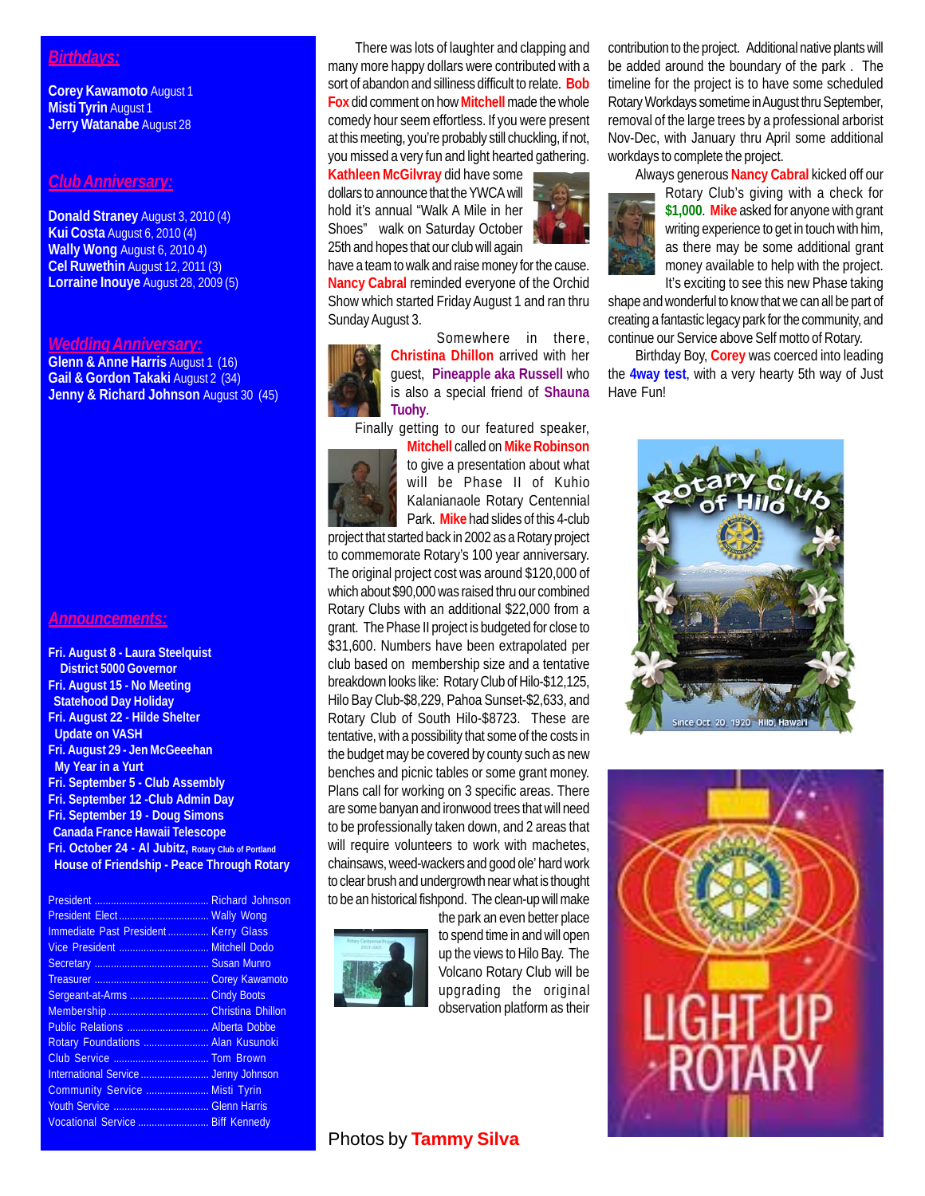## *Birthdays:*

**Corey Kawamoto** August 1
**Misti Tyrin** August 1
**Jerry Watanabe** August 28

## *Club Anniversary:*

**Donald Straney** August 3, 2010 (4)
**Kui Costa** August 6, 2010 (4)
**Wally Wong** August 6, 2010 4)
**Cel Ruwethin** August 12, 2011 (3)
**Lorraine Inouye** August 28, 2009 (5)

## *Wedding Anniversary:*

**Glenn & Anne Harris** August 1 (16)
**Gail & Gordon Takaki** August 2 (34)
**Jenny & Richard Johnson** August 30 (45)

## *Announcements:*

**Fri. August 8 - Laura Steelquist District 5000 Governor**
**Fri. August 15 - No Meeting Statehood Day Holiday**
**Fri. August 22 - Hilde Shelter Update on VASH**
**Fri. August 29 - Jen McGeeehan My Year in a Yurt**
**Fri. September 5 - Club Assembly**
**Fri. September 12 -Club Admin Day**
**Fri. September 19 - Doug Simons Canada France Hawaii Telescope**
**Fri. October 24 - Al Jubitz,** Rotary Club of Portland **House of Friendship - Peace Through Rotary**

| | |
|---|---|
| President | Richard Johnson |
| President Elect | Wally Wong |
| Immediate Past President | Kerry Glass |
| Vice President | Mitchell Dodo |
| Secretary | Susan Munro |
| Treasurer | Corey Kawamoto |
| Sergeant-at-Arms | Cindy Boots |
| Membership | Christina Dhillon |
| Public Relations | Alberta Dobbe |
| Rotary Foundations | Alan Kusunoki |
| Club Service | Tom Brown |
| International Service | Jenny Johnson |
| Community Service | Misti Tyrin |
| Youth Service | Glenn Harris |
| Vocational Service | Biff Kennedy |

There was lots of laughter and clapping and many more happy dollars were contributed with a sort of abandon and silliness difficult to relate. **Bob Fox** did comment on how **Mitchell** made the whole comedy hour seem effortless. If you were present at this meeting, you're probably still chuckling, if not, you missed a very fun and light hearted gathering.

**Kathleen McGilvray** did have some dollars to announce that the YWCA will hold it's annual "Walk A Mile in her Shoes" walk on Saturday October 25th and hopes that our club will again have a team to walk and raise money for the cause. **Nancy Cabral** reminded everyone of the Orchid Show which started Friday August 1 and ran thru Sunday August 3.

Somewhere in there, **Christina Dhillon** arrived with her guest, **Pineapple aka Russell** who is also a special friend of **Shauna Tuohy**.

Finally getting to our featured speaker, **Mitchell** called on **Mike Robinson** to give a presentation about what will be Phase II of Kuhio Kalanianaole Rotary Centennial Park. **Mike** had slides of this 4-club project that started back in 2002 as a Rotary project to commemorate Rotary's 100 year anniversary. The original project cost was around $120,000 of which about $90,000 was raised thru our combined Rotary Clubs with an additional $22,000 from a grant. The Phase II project is budgeted for close to $31,600. Numbers have been extrapolated per club based on membership size and a tentative breakdown looks like: Rotary Club of Hilo-$12,125, Hilo Bay Club-$8,229, Pahoa Sunset-$2,633, and Rotary Club of South Hilo-$8723. These are tentative, with a possibility that some of the costs in the budget may be covered by county such as new benches and picnic tables or some grant money. Plans call for working on 3 specific areas. There are some banyan and ironwood trees that will need to be professionally taken down, and 2 areas that will require volunteers to work with machetes, chainsaws, weed-wackers and good ole' hard work to clear brush and undergrowth near what is thought to be an historical fishpond. The clean-up will make the park an even better place to spend time in and will open up the views to Hilo Bay. The Volcano Rotary Club will be upgrading the original observation platform as their contribution to the project. Additional native plants will be added around the boundary of the park . The timeline for the project is to have some scheduled Rotary Workdays sometime in August thru September, removal of the large trees by a professional arborist Nov-Dec, with January thru April some additional workdays to complete the project.

Always generous **Nancy Cabral** kicked off our Rotary Club's giving with a check for **$1,000**. **Mike** asked for anyone with grant writing experience to get in touch with him, as there may be some additional grant money available to help with the project. It's exciting to see this new Phase taking shape and wonderful to know that we can all be part of creating a fantastic legacy park for the community, and continue our Service above Self motto of Rotary.

Birthday Boy, **Corey** was coerced into leading the **4way test**, with a very hearty 5th way of Just Have Fun!

Photos by **Tammy Silva**